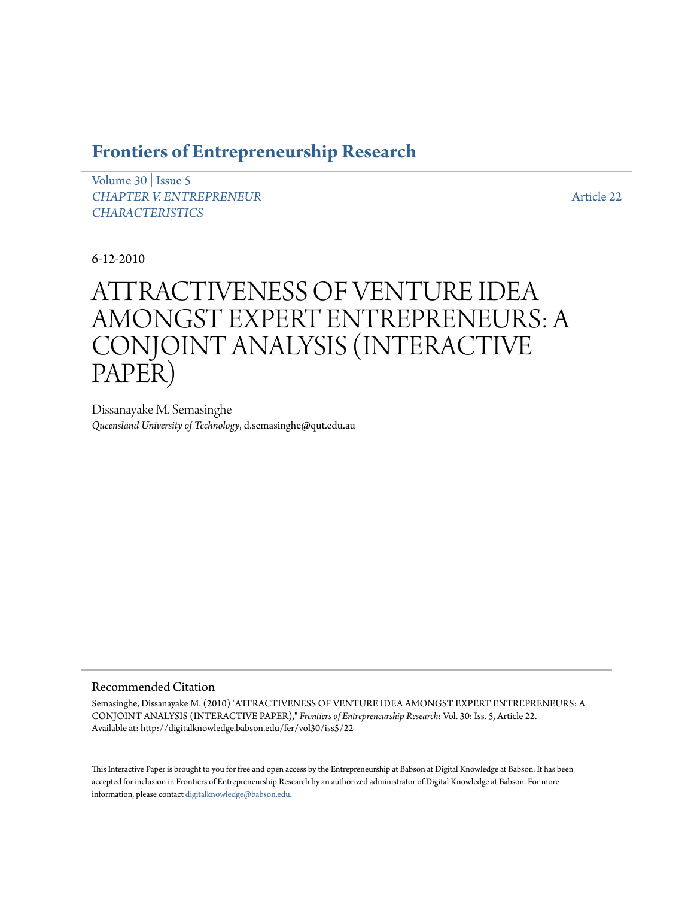# Frontiers of Entrepreneurship Research

Volume 30 | Issue 5
*CHAPTER V. ENTREPRENEUR CHARACTERISTICS*

Article 22

6-12-2010

# ATTRACTIVENESS OF VENTURE IDEA AMONGST EXPERT ENTREPRENEURS: A CONJOINT ANALYSIS (INTERACTIVE PAPER)

Dissanayake M. Semasinghe
*Queensland University of Technology*, d.semasinghe@qut.edu.au

## Recommended Citation

Semasinghe, Dissanayake M. (2010) "ATTRACTIVENESS OF VENTURE IDEA AMONGST EXPERT ENTREPRENEURS: A CONJOINT ANALYSIS (INTERACTIVE PAPER)," *Frontiers of Entrepreneurship Research*: Vol. 30: Iss. 5, Article 22.
Available at: http://digitalknowledge.babson.edu/fer/vol30/iss5/22

This Interactive Paper is brought to you for free and open access by the Entrepreneurship at Babson at Digital Knowledge at Babson. It has been accepted for inclusion in Frontiers of Entrepreneurship Research by an authorized administrator of Digital Knowledge at Babson. For more information, please contact digitalknowledge@babson.edu.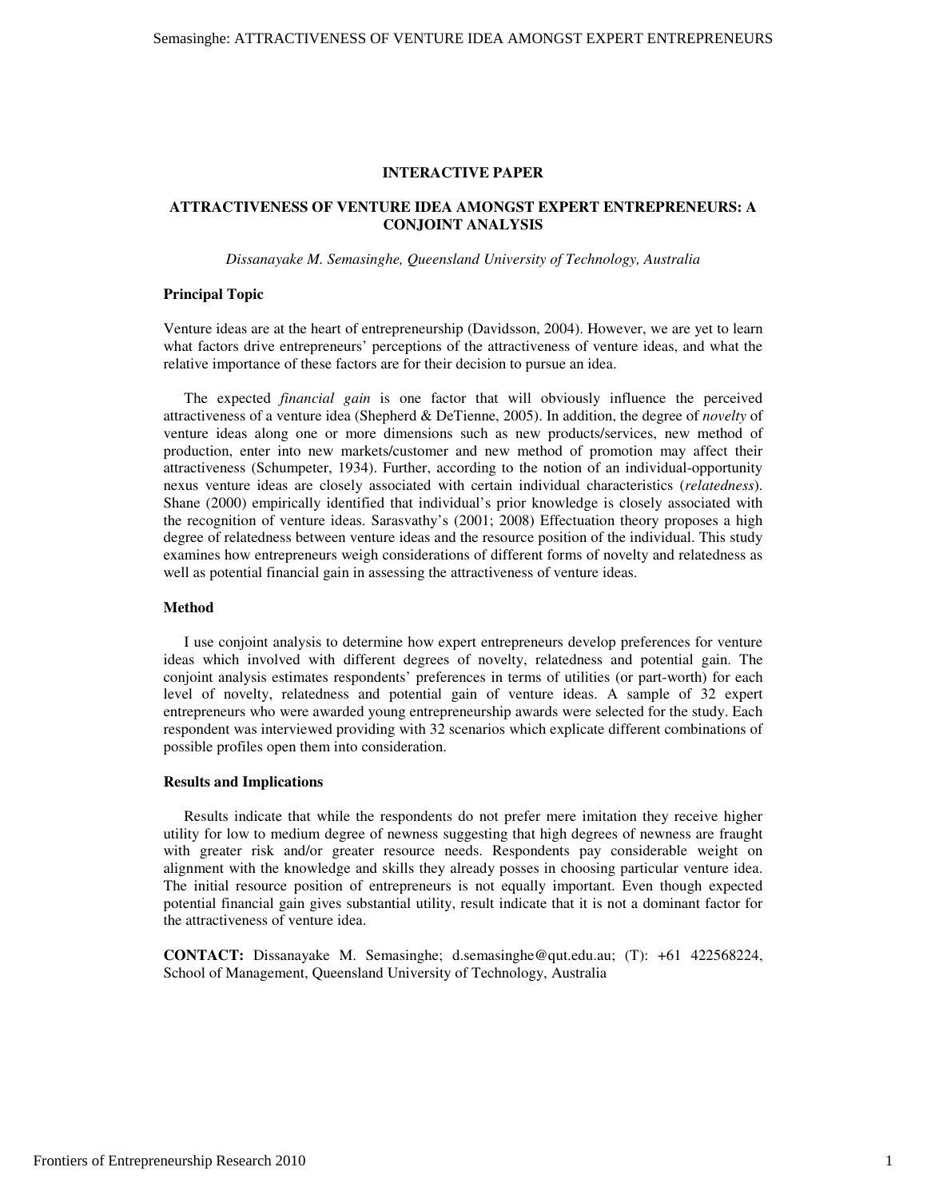**INTERACTIVE PAPER**

# ATTRACTIVENESS OF VENTURE IDEA AMONGST EXPERT ENTREPRENEURS: A CONJOINT ANALYSIS

*Dissanayake M. Semasinghe, Queensland University of Technology, Australia*

## Principal Topic

Venture ideas are at the heart of entrepreneurship (Davidsson, 2004). However, we are yet to learn what factors drive entrepreneurs' perceptions of the attractiveness of venture ideas, and what the relative importance of these factors are for their decision to pursue an idea.

The expected *financial gain* is one factor that will obviously influence the perceived attractiveness of a venture idea (Shepherd & DeTienne, 2005). In addition, the degree of *novelty* of venture ideas along one or more dimensions such as new products/services, new method of production, enter into new markets/customer and new method of promotion may affect their attractiveness (Schumpeter, 1934). Further, according to the notion of an individual-opportunity nexus venture ideas are closely associated with certain individual characteristics (*relatedness*). Shane (2000) empirically identified that individual's prior knowledge is closely associated with the recognition of venture ideas. Sarasvathy's (2001; 2008) Effectuation theory proposes a high degree of relatedness between venture ideas and the resource position of the individual. This study examines how entrepreneurs weigh considerations of different forms of novelty and relatedness as well as potential financial gain in assessing the attractiveness of venture ideas.

## Method

I use conjoint analysis to determine how expert entrepreneurs develop preferences for venture ideas which involved with different degrees of novelty, relatedness and potential gain. The conjoint analysis estimates respondents' preferences in terms of utilities (or part-worth) for each level of novelty, relatedness and potential gain of venture ideas. A sample of 32 expert entrepreneurs who were awarded young entrepreneurship awards were selected for the study. Each respondent was interviewed providing with 32 scenarios which explicate different combinations of possible profiles open them into consideration.

## Results and Implications

Results indicate that while the respondents do not prefer mere imitation they receive higher utility for low to medium degree of newness suggesting that high degrees of newness are fraught with greater risk and/or greater resource needs. Respondents pay considerable weight on alignment with the knowledge and skills they already posses in choosing particular venture idea. The initial resource position of entrepreneurs is not equally important. Even though expected potential financial gain gives substantial utility, result indicate that it is not a dominant factor for the attractiveness of venture idea.

**CONTACT:** Dissanayake M. Semasinghe; d.semasinghe@qut.edu.au; (T): +61 422568224, School of Management, Queensland University of Technology, Australia